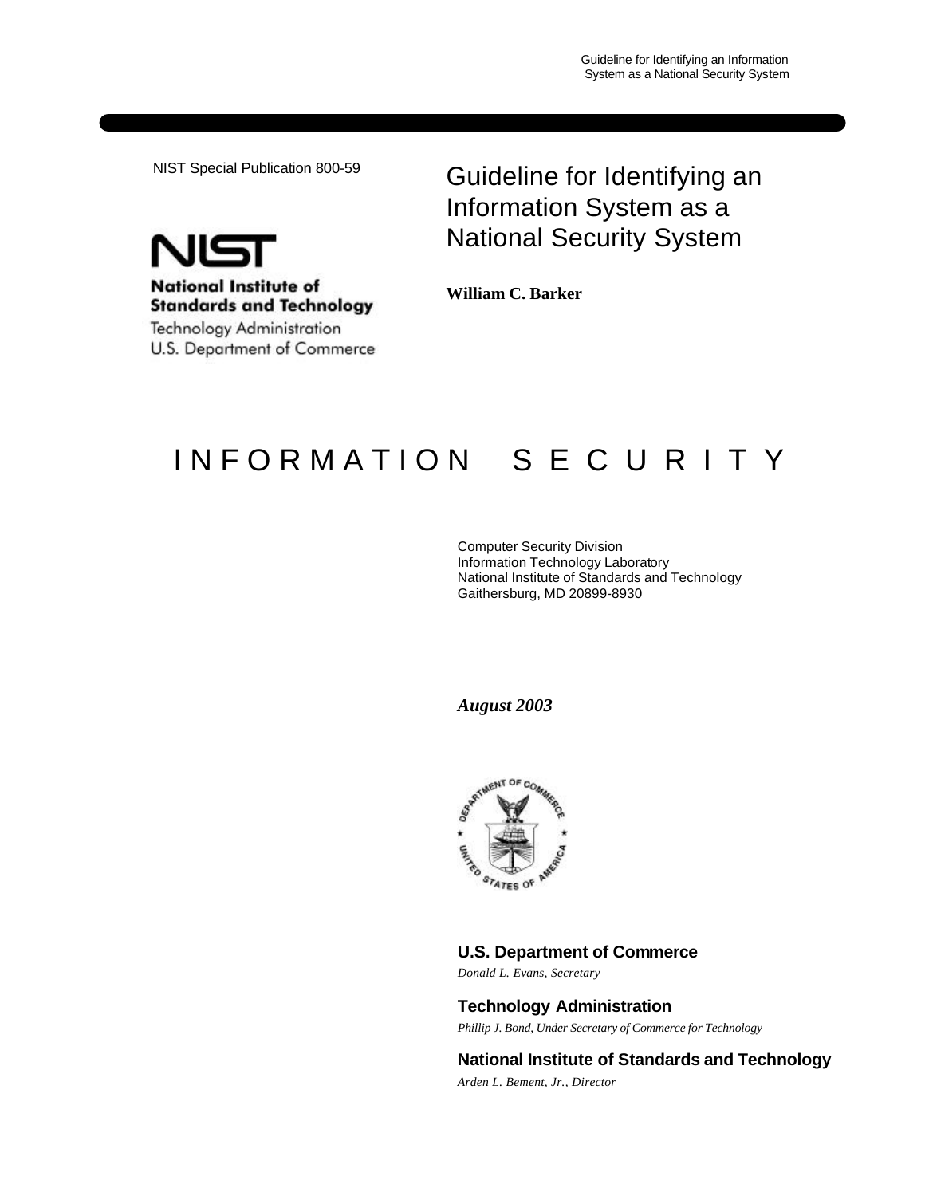NIST Special Publication 800-59

# Guideline for Identifying an Information System as a National Security System

**William C. Barker**

National Institute of Standards and Technology
Technology Administration
U.S. Department of Commerce

## INFORMATION SECURITY

Computer Security Division
Information Technology Laboratory
National Institute of Standards and Technology
Gaithersburg, MD 20899-8930

***August 2003***

**U.S. Department of Commerce**
*Donald L. Evans, Secretary*

**Technology Administration**
*Phillip J. Bond, Under Secretary of Commerce for Technology*

**National Institute of Standards and Technology**
*Arden L. Bement, Jr., Director*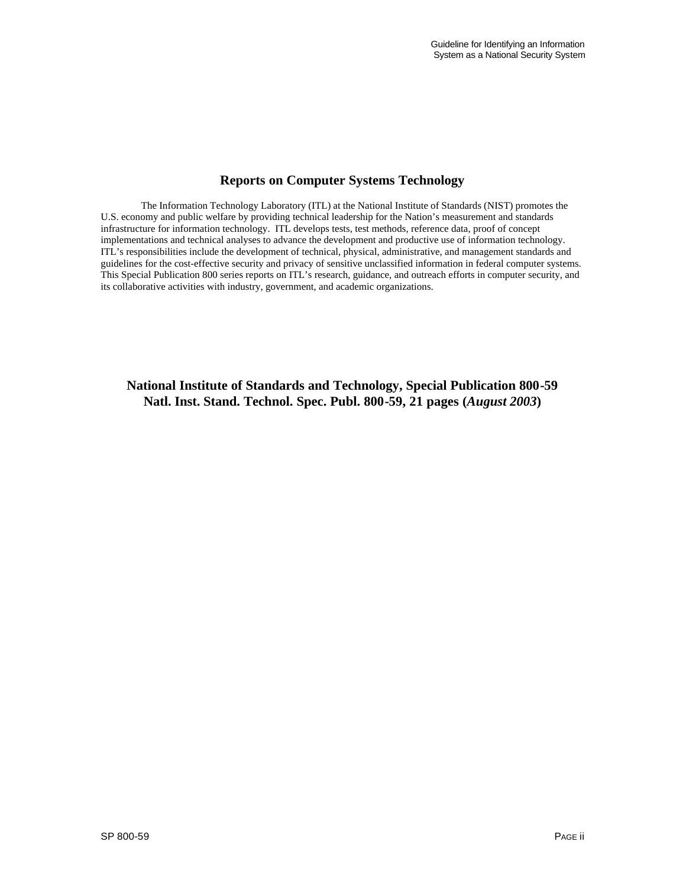## Reports on Computer Systems Technology

The Information Technology Laboratory (ITL) at the National Institute of Standards (NIST) promotes the U.S. economy and public welfare by providing technical leadership for the Nation's measurement and standards infrastructure for information technology. ITL develops tests, test methods, reference data, proof of concept implementations and technical analyses to advance the development and productive use of information technology. ITL's responsibilities include the development of technical, physical, administrative, and management standards and guidelines for the cost-effective security and privacy of sensitive unclassified information in federal computer systems. This Special Publication 800 series reports on ITL's research, guidance, and outreach efforts in computer security, and its collaborative activities with industry, government, and academic organizations.

**National Institute of Standards and Technology, Special Publication 800-59**
**Natl. Inst. Stand. Technol. Spec. Publ. 800-59, 21 pages (*August 2003*)**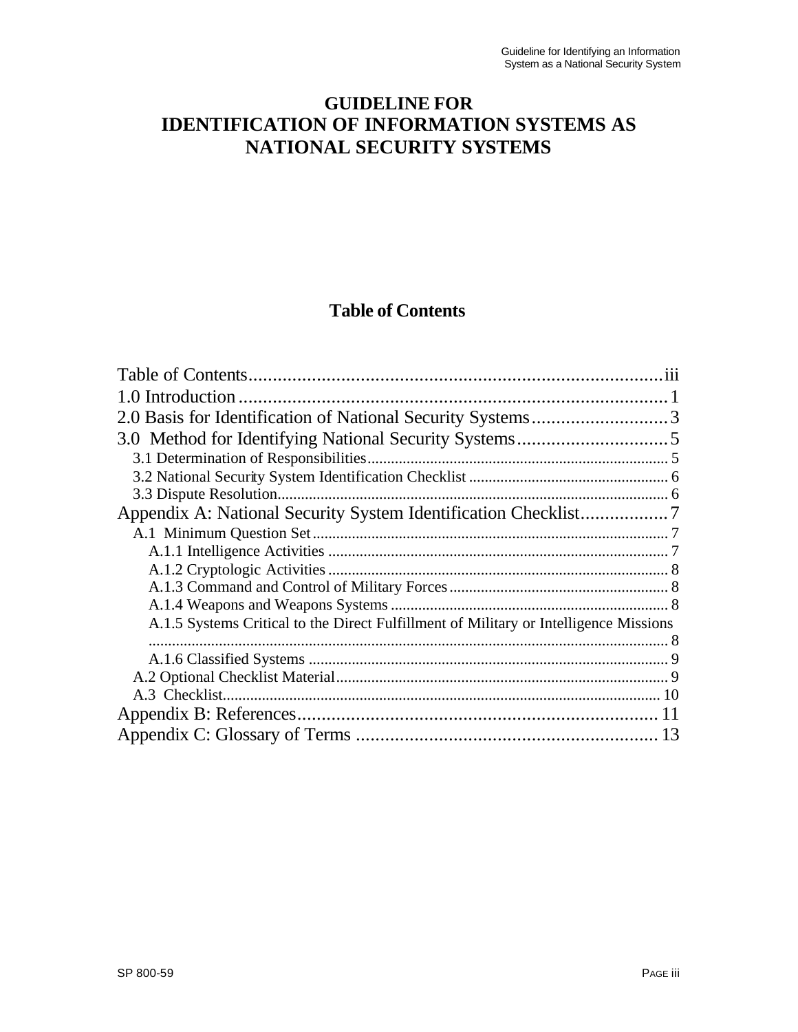# GUIDELINE FOR IDENTIFICATION OF INFORMATION SYSTEMS AS NATIONAL SECURITY SYSTEMS

## Table of Contents

Table of Contents....................................................................................iii
1.0 Introduction........................................................................................1
2.0 Basis for Identification of National Security Systems............................3
3.0 Method for Identifying National Security Systems...............................5
- 3.1 Determination of Responsibilities.............................................................................5
- 3.2 National Security System Identification Checklist...................................................6
- 3.3 Dispute Resolution...................................................................................................6

Appendix A: National Security System Identification Checklist..................7
- A.1 Minimum Question Set...........................................................................................7
  - A.1.1 Intelligence Activities.......................................................................................7
  - A.1.2 Cryptologic Activities.......................................................................................8
  - A.1.3 Command and Control of Military Forces........................................................8
  - A.1.4 Weapons and Weapons Systems.......................................................................8
  - A.1.5 Systems Critical to the Direct Fulfillment of Military or Intelligence Missions.....8
  - A.1.6 Classified Systems............................................................................................9
- A.2 Optional Checklist Material.....................................................................................9
- A.3 Checklist...............................................................................................................10

Appendix B: References.........................................................................11
Appendix C: Glossary of Terms.............................................................13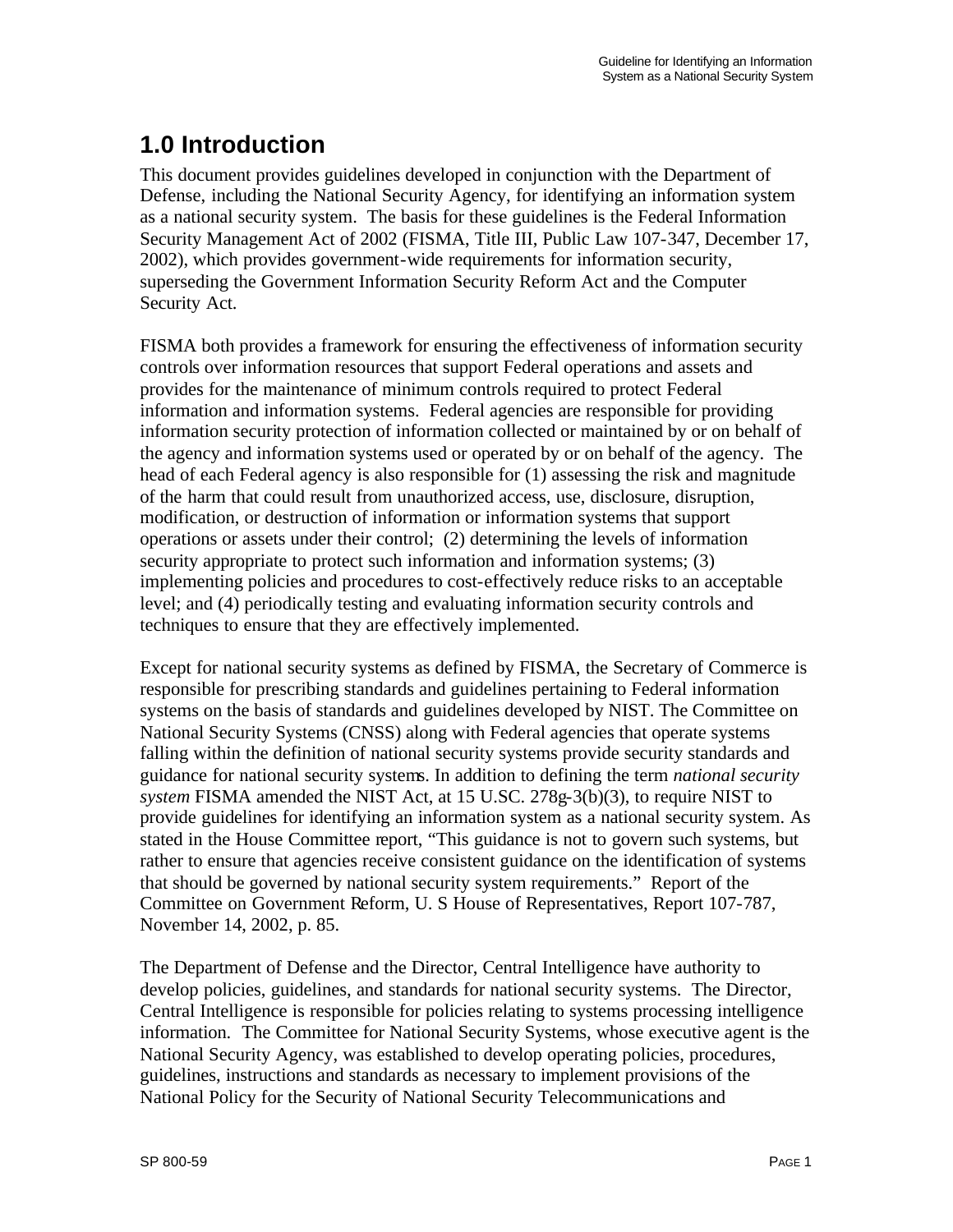# 1.0 Introduction

This document provides guidelines developed in conjunction with the Department of Defense, including the National Security Agency, for identifying an information system as a national security system. The basis for these guidelines is the Federal Information Security Management Act of 2002 (FISMA, Title III, Public Law 107-347, December 17, 2002), which provides government-wide requirements for information security, superseding the Government Information Security Reform Act and the Computer Security Act.

FISMA both provides a framework for ensuring the effectiveness of information security controls over information resources that support Federal operations and assets and provides for the maintenance of minimum controls required to protect Federal information and information systems. Federal agencies are responsible for providing information security protection of information collected or maintained by or on behalf of the agency and information systems used or operated by or on behalf of the agency. The head of each Federal agency is also responsible for (1) assessing the risk and magnitude of the harm that could result from unauthorized access, use, disclosure, disruption, modification, or destruction of information or information systems that support operations or assets under their control; (2) determining the levels of information security appropriate to protect such information and information systems; (3) implementing policies and procedures to cost-effectively reduce risks to an acceptable level; and (4) periodically testing and evaluating information security controls and techniques to ensure that they are effectively implemented.

Except for national security systems as defined by FISMA, the Secretary of Commerce is responsible for prescribing standards and guidelines pertaining to Federal information systems on the basis of standards and guidelines developed by NIST. The Committee on National Security Systems (CNSS) along with Federal agencies that operate systems falling within the definition of national security systems provide security standards and guidance for national security systems. In addition to defining the term *national security system* FISMA amended the NIST Act, at 15 U.SC. 278g-3(b)(3), to require NIST to provide guidelines for identifying an information system as a national security system. As stated in the House Committee report, "This guidance is not to govern such systems, but rather to ensure that agencies receive consistent guidance on the identification of systems that should be governed by national security system requirements." Report of the Committee on Government Reform, U. S House of Representatives, Report 107-787, November 14, 2002, p. 85.

The Department of Defense and the Director, Central Intelligence have authority to develop policies, guidelines, and standards for national security systems. The Director, Central Intelligence is responsible for policies relating to systems processing intelligence information. The Committee for National Security Systems, whose executive agent is the National Security Agency, was established to develop operating policies, procedures, guidelines, instructions and standards as necessary to implement provisions of the National Policy for the Security of National Security Telecommunications and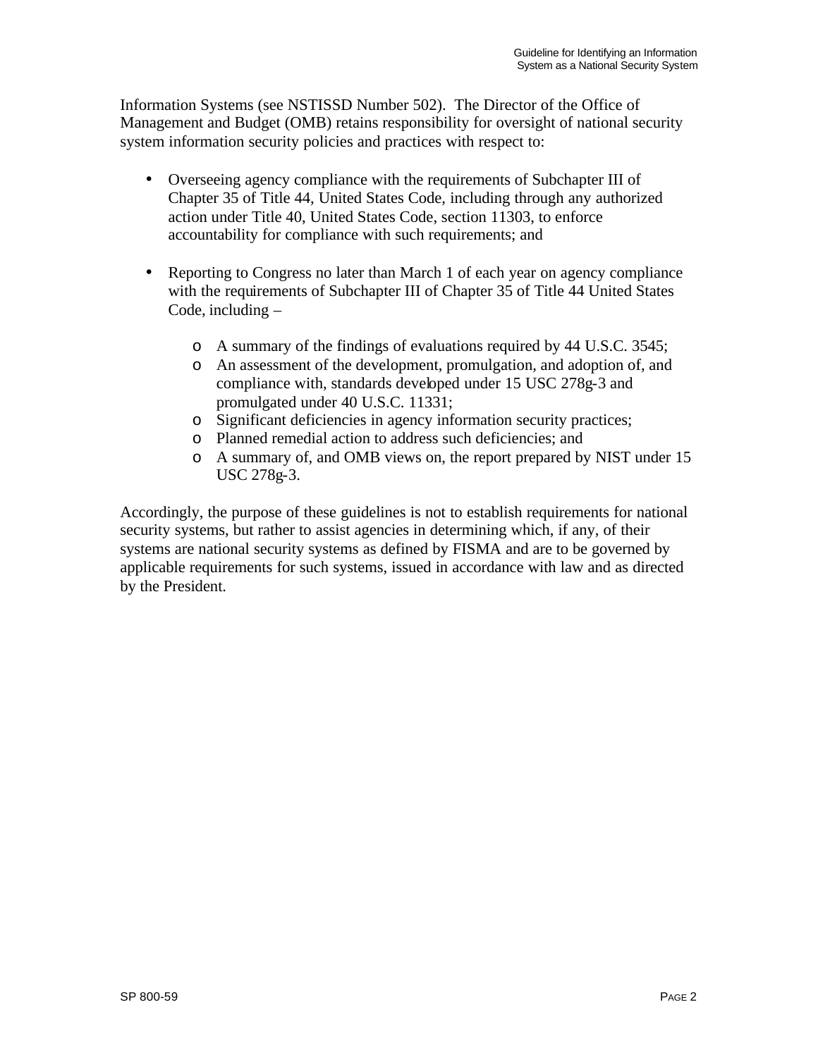Information Systems (see NSTISSD Number 502). The Director of the Office of Management and Budget (OMB) retains responsibility for oversight of national security system information security policies and practices with respect to:

- Overseeing agency compliance with the requirements of Subchapter III of Chapter 35 of Title 44, United States Code, including through any authorized action under Title 40, United States Code, section 11303, to enforce accountability for compliance with such requirements; and

- Reporting to Congress no later than March 1 of each year on agency compliance with the requirements of Subchapter III of Chapter 35 of Title 44 United States Code, including –
  - A summary of the findings of evaluations required by 44 U.S.C. 3545;
  - An assessment of the development, promulgation, and adoption of, and compliance with, standards developed under 15 USC 278g-3 and promulgated under 40 U.S.C. 11331;
  - Significant deficiencies in agency information security practices;
  - Planned remedial action to address such deficiencies; and
  - A summary of, and OMB views on, the report prepared by NIST under 15 USC 278g-3.

Accordingly, the purpose of these guidelines is not to establish requirements for national security systems, but rather to assist agencies in determining which, if any, of their systems are national security systems as defined by FISMA and are to be governed by applicable requirements for such systems, issued in accordance with law and as directed by the President.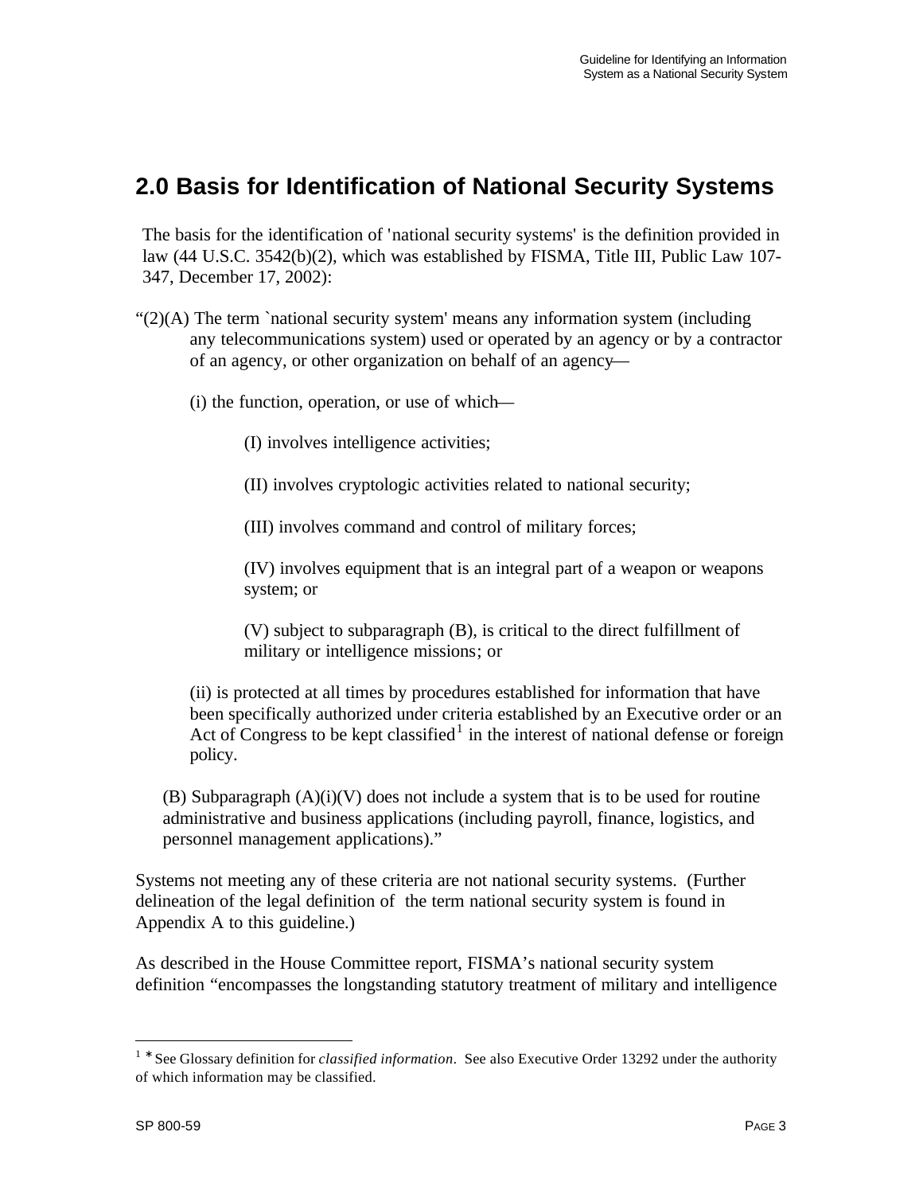## 2.0 Basis for Identification of National Security Systems

The basis for the identification of 'national security systems' is the definition provided in law (44 U.S.C. 3542(b)(2), which was established by FISMA, Title III, Public Law 107-347, December 17, 2002):

"(2)(A) The term `national security system' means any information system (including any telecommunications system) used or operated by an agency or by a contractor of an agency, or other organization on behalf of an agency—

(i) the function, operation, or use of which—

(I) involves intelligence activities;

(II) involves cryptologic activities related to national security;

(III) involves command and control of military forces;

(IV) involves equipment that is an integral part of a weapon or weapons system; or

(V) subject to subparagraph (B), is critical to the direct fulfillment of military or intelligence missions; or

(ii) is protected at all times by procedures established for information that have been specifically authorized under criteria established by an Executive order or an Act of Congress to be kept classified[1] in the interest of national defense or foreign policy.

(B) Subparagraph (A)(i)(V) does not include a system that is to be used for routine administrative and business applications (including payroll, finance, logistics, and personnel management applications)."

Systems not meeting any of these criteria are not national security systems. (Further delineation of the legal definition of the term national security system is found in Appendix A to this guideline.)

As described in the House Committee report, FISMA's national security system definition "encompasses the longstanding statutory treatment of military and intelligence

---

[1] * See Glossary definition for *classified information*. See also Executive Order 13292 under the authority of which information may be classified.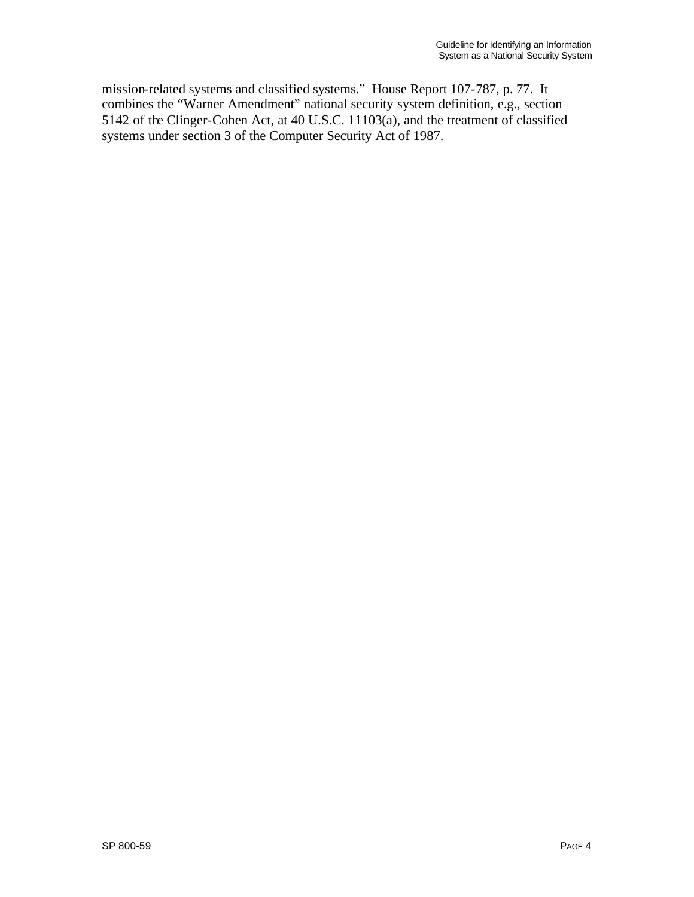mission-related systems and classified systems." House Report 107-787, p. 77. It combines the "Warner Amendment" national security system definition, e.g., section 5142 of the Clinger-Cohen Act, at 40 U.S.C. 11103(a), and the treatment of classified systems under section 3 of the Computer Security Act of 1987.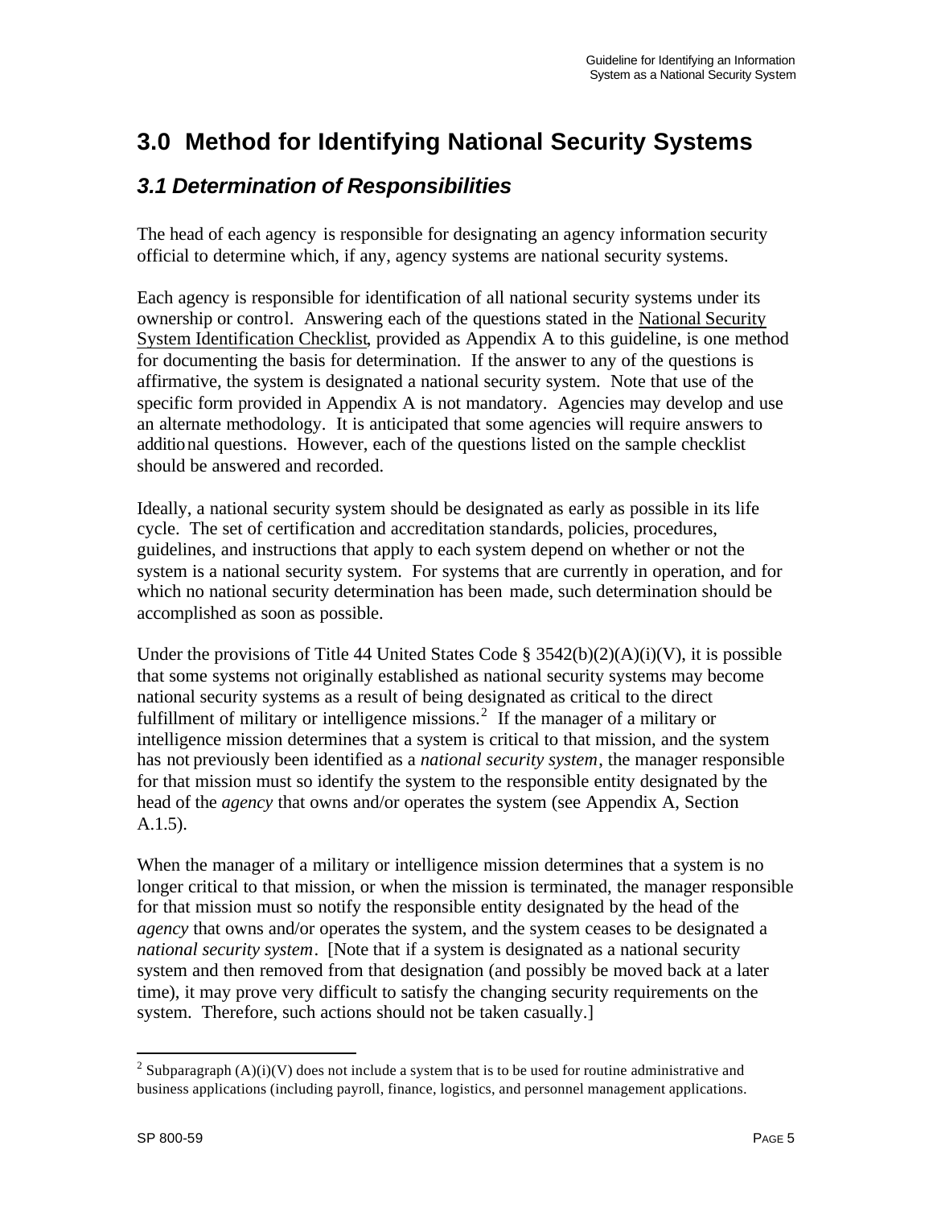# 3.0 Method for Identifying National Security Systems

## *3.1 Determination of Responsibilities*

The head of each agency is responsible for designating an agency information security official to determine which, if any, agency systems are national security systems.

Each agency is responsible for identification of all national security systems under its ownership or control. Answering each of the questions stated in the National Security System Identification Checklist, provided as Appendix A to this guideline, is one method for documenting the basis for determination. If the answer to any of the questions is affirmative, the system is designated a national security system. Note that use of the specific form provided in Appendix A is not mandatory. Agencies may develop and use an alternate methodology. It is anticipated that some agencies will require answers to additional questions. However, each of the questions listed on the sample checklist should be answered and recorded.

Ideally, a national security system should be designated as early as possible in its life cycle. The set of certification and accreditation standards, policies, procedures, guidelines, and instructions that apply to each system depend on whether or not the system is a national security system. For systems that are currently in operation, and for which no national security determination has been made, such determination should be accomplished as soon as possible.

Under the provisions of Title 44 United States Code § 3542(b)(2)(A)(i)(V), it is possible that some systems not originally established as national security systems may become national security systems as a result of being designated as critical to the direct fulfillment of military or intelligence missions.[2] If the manager of a military or intelligence mission determines that a system is critical to that mission, and the system has not previously been identified as a *national security system*, the manager responsible for that mission must so identify the system to the responsible entity designated by the head of the *agency* that owns and/or operates the system (see Appendix A, Section A.1.5).

When the manager of a military or intelligence mission determines that a system is no longer critical to that mission, or when the mission is terminated, the manager responsible for that mission must so notify the responsible entity designated by the head of the *agency* that owns and/or operates the system, and the system ceases to be designated a *national security system*. [Note that if a system is designated as a national security system and then removed from that designation (and possibly be moved back at a later time), it may prove very difficult to satisfy the changing security requirements on the system. Therefore, such actions should not be taken casually.]

---

[2] Subparagraph (A)(i)(V) does not include a system that is to be used for routine administrative and business applications (including payroll, finance, logistics, and personnel management applications.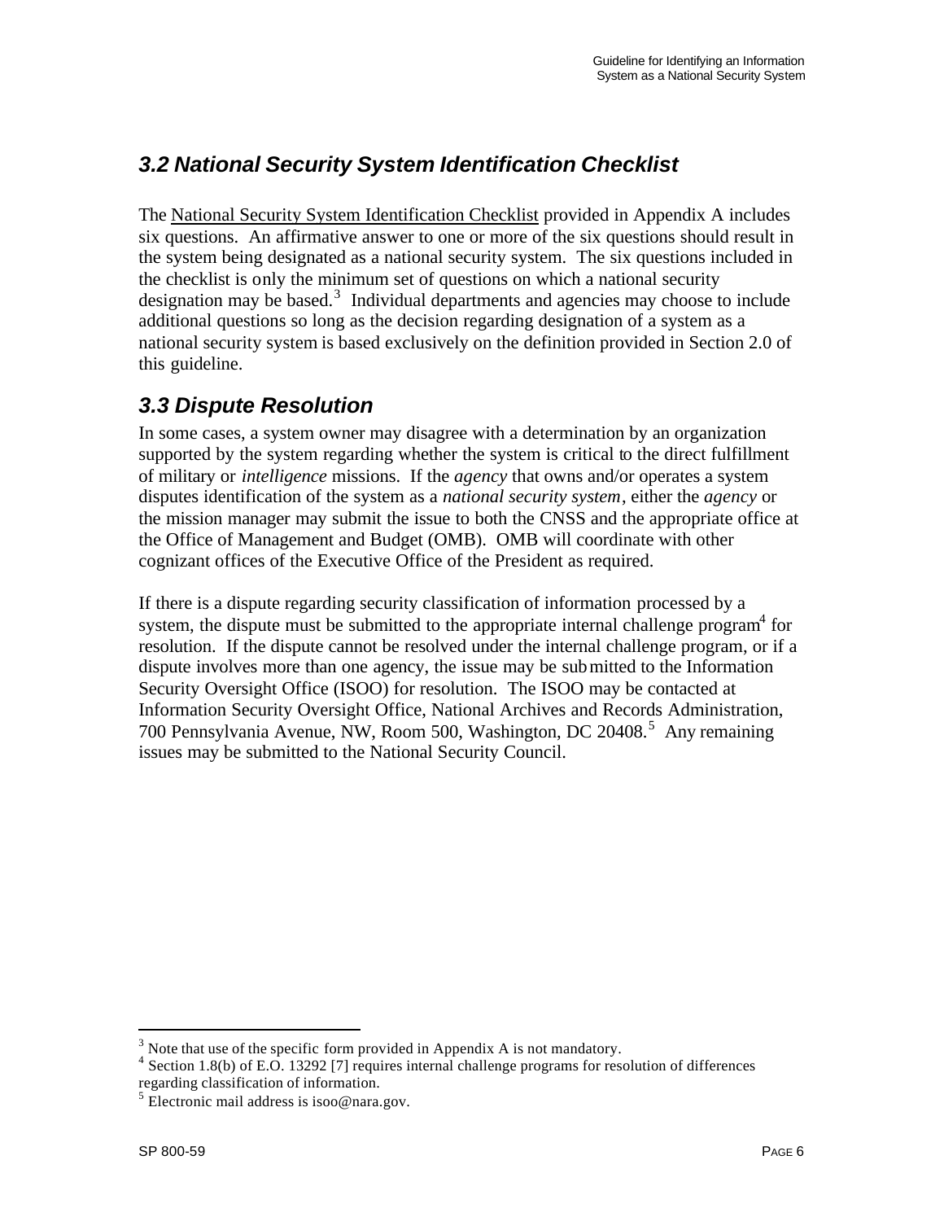## 3.2 National Security System Identification Checklist

The National Security System Identification Checklist provided in Appendix A includes six questions. An affirmative answer to one or more of the six questions should result in the system being designated as a national security system. The six questions included in the checklist is only the minimum set of questions on which a national security designation may be based.[3] Individual departments and agencies may choose to include additional questions so long as the decision regarding designation of a system as a national security system is based exclusively on the definition provided in Section 2.0 of this guideline.

## 3.3 Dispute Resolution

In some cases, a system owner may disagree with a determination by an organization supported by the system regarding whether the system is critical to the direct fulfillment of military or *intelligence* missions. If the *agency* that owns and/or operates a system disputes identification of the system as a *national security system*, either the *agency* or the mission manager may submit the issue to both the CNSS and the appropriate office at the Office of Management and Budget (OMB). OMB will coordinate with other cognizant offices of the Executive Office of the President as required.

If there is a dispute regarding security classification of information processed by a system, the dispute must be submitted to the appropriate internal challenge program[4] for resolution. If the dispute cannot be resolved under the internal challenge program, or if a dispute involves more than one agency, the issue may be submitted to the Information Security Oversight Office (ISOO) for resolution. The ISOO may be contacted at Information Security Oversight Office, National Archives and Records Administration, 700 Pennsylvania Avenue, NW, Room 500, Washington, DC 20408.[5] Any remaining issues may be submitted to the National Security Council.

---

[3] Note that use of the specific form provided in Appendix A is not mandatory.

[4] Section 1.8(b) of E.O. 13292 [7] requires internal challenge programs for resolution of differences regarding classification of information.

[5] Electronic mail address is isoo@nara.gov.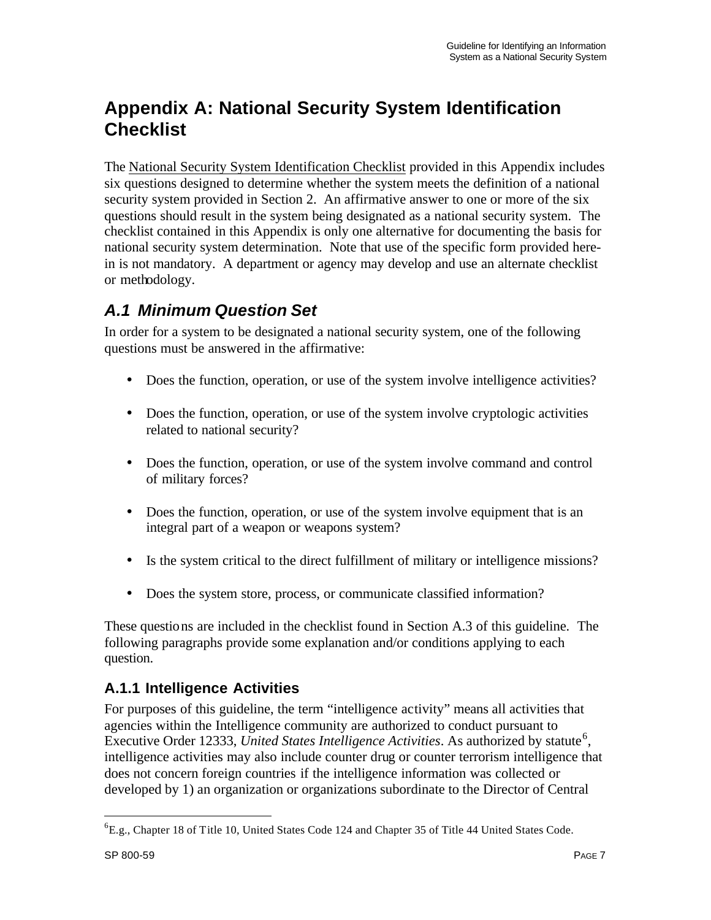# Appendix A: National Security System Identification Checklist

The National Security System Identification Checklist provided in this Appendix includes six questions designed to determine whether the system meets the definition of a national security system provided in Section 2. An affirmative answer to one or more of the six questions should result in the system being designated as a national security system. The checklist contained in this Appendix is only one alternative for documenting the basis for national security system determination. Note that use of the specific form provided herein is not mandatory. A department or agency may develop and use an alternate checklist or methodology.

## *A.1 Minimum Question Set*

In order for a system to be designated a national security system, one of the following questions must be answered in the affirmative:

- Does the function, operation, or use of the system involve intelligence activities?
- Does the function, operation, or use of the system involve cryptologic activities related to national security?
- Does the function, operation, or use of the system involve command and control of military forces?
- Does the function, operation, or use of the system involve equipment that is an integral part of a weapon or weapons system?
- Is the system critical to the direct fulfillment of military or intelligence missions?
- Does the system store, process, or communicate classified information?

These questions are included in the checklist found in Section A.3 of this guideline. The following paragraphs provide some explanation and/or conditions applying to each question.

### A.1.1 Intelligence Activities

For purposes of this guideline, the term "intelligence activity" means all activities that agencies within the Intelligence community are authorized to conduct pursuant to Executive Order 12333, *United States Intelligence Activities*. As authorized by statute[6], intelligence activities may also include counter drug or counter terrorism intelligence that does not concern foreign countries if the intelligence information was collected or developed by 1) an organization or organizations subordinate to the Director of Central

[6] E.g., Chapter 18 of Title 10, United States Code 124 and Chapter 35 of Title 44 United States Code.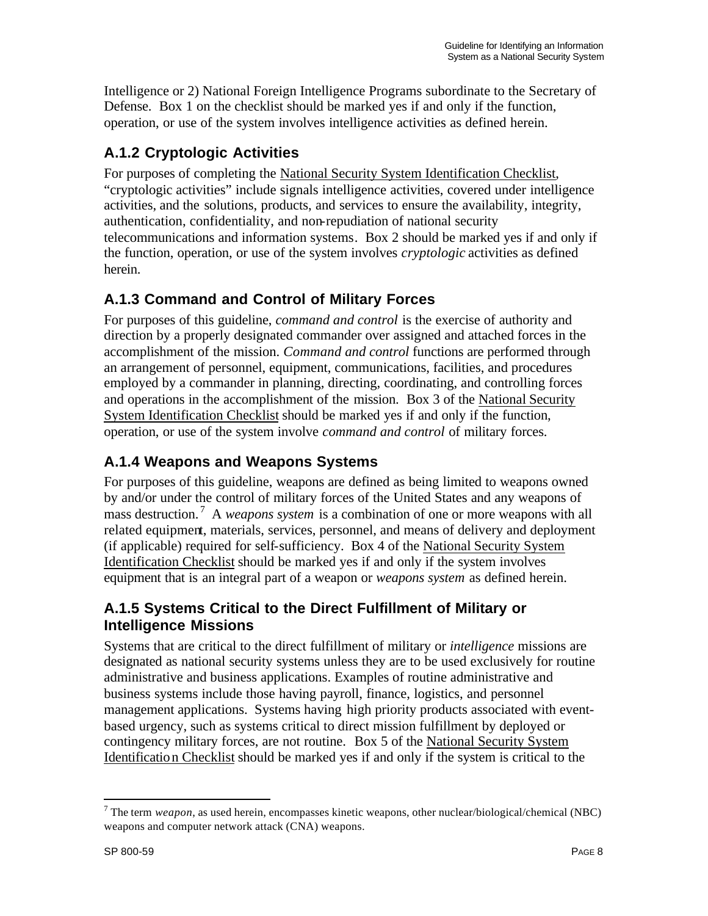Intelligence or 2) National Foreign Intelligence Programs subordinate to the Secretary of Defense. Box 1 on the checklist should be marked yes if and only if the function, operation, or use of the system involves intelligence activities as defined herein.

### A.1.2 Cryptologic Activities

For purposes of completing the National Security System Identification Checklist, "cryptologic activities" include signals intelligence activities, covered under intelligence activities, and the solutions, products, and services to ensure the availability, integrity, authentication, confidentiality, and non-repudiation of national security telecommunications and information systems. Box 2 should be marked yes if and only if the function, operation, or use of the system involves *cryptologic* activities as defined herein.

### A.1.3 Command and Control of Military Forces

For purposes of this guideline, *command and control* is the exercise of authority and direction by a properly designated commander over assigned and attached forces in the accomplishment of the mission. *Command and control* functions are performed through an arrangement of personnel, equipment, communications, facilities, and procedures employed by a commander in planning, directing, coordinating, and controlling forces and operations in the accomplishment of the mission. Box 3 of the National Security System Identification Checklist should be marked yes if and only if the function, operation, or use of the system involve *command and control* of military forces.

### A.1.4 Weapons and Weapons Systems

For purposes of this guideline, weapons are defined as being limited to weapons owned by and/or under the control of military forces of the United States and any weapons of mass destruction.[7] A *weapons system* is a combination of one or more weapons with all related equipment, materials, services, personnel, and means of delivery and deployment (if applicable) required for self-sufficiency. Box 4 of the National Security System Identification Checklist should be marked yes if and only if the system involves equipment that is an integral part of a weapon or *weapons system* as defined herein.

### A.1.5 Systems Critical to the Direct Fulfillment of Military or Intelligence Missions

Systems that are critical to the direct fulfillment of military or *intelligence* missions are designated as national security systems unless they are to be used exclusively for routine administrative and business applications. Examples of routine administrative and business systems include those having payroll, finance, logistics, and personnel management applications. Systems having high priority products associated with event-based urgency, such as systems critical to direct mission fulfillment by deployed or contingency military forces, are not routine. Box 5 of the National Security System Identification Checklist should be marked yes if and only if the system is critical to the

---

[7] The term *weapon*, as used herein, encompasses kinetic weapons, other nuclear/biological/chemical (NBC) weapons and computer network attack (CNA) weapons.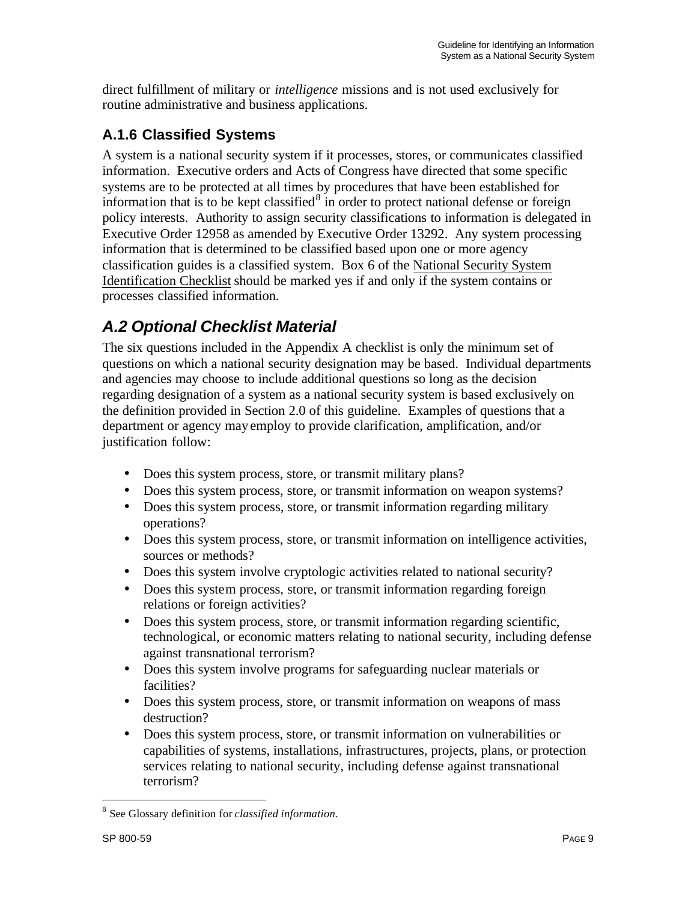direct fulfillment of military or *intelligence* missions and is not used exclusively for routine administrative and business applications.

### A.1.6 Classified Systems

A system is a national security system if it processes, stores, or communicates classified information. Executive orders and Acts of Congress have directed that some specific systems are to be protected at all times by procedures that have been established for information that is to be kept classified[8] in order to protect national defense or foreign policy interests. Authority to assign security classifications to information is delegated in Executive Order 12958 as amended by Executive Order 13292. Any system processing information that is determined to be classified based upon one or more agency classification guides is a classified system. Box 6 of the National Security System Identification Checklist should be marked yes if and only if the system contains or processes classified information.

## *A.2 Optional Checklist Material*

The six questions included in the Appendix A checklist is only the minimum set of questions on which a national security designation may be based. Individual departments and agencies may choose to include additional questions so long as the decision regarding designation of a system as a national security system is based exclusively on the definition provided in Section 2.0 of this guideline. Examples of questions that a department or agency may employ to provide clarification, amplification, and/or justification follow:

- Does this system process, store, or transmit military plans?
- Does this system process, store, or transmit information on weapon systems?
- Does this system process, store, or transmit information regarding military operations?
- Does this system process, store, or transmit information on intelligence activities, sources or methods?
- Does this system involve cryptologic activities related to national security?
- Does this system process, store, or transmit information regarding foreign relations or foreign activities?
- Does this system process, store, or transmit information regarding scientific, technological, or economic matters relating to national security, including defense against transnational terrorism?
- Does this system involve programs for safeguarding nuclear materials or facilities?
- Does this system process, store, or transmit information on weapons of mass destruction?
- Does this system process, store, or transmit information on vulnerabilities or capabilities of systems, installations, infrastructures, projects, plans, or protection services relating to national security, including defense against transnational terrorism?

[8] See Glossary definition for *classified information*.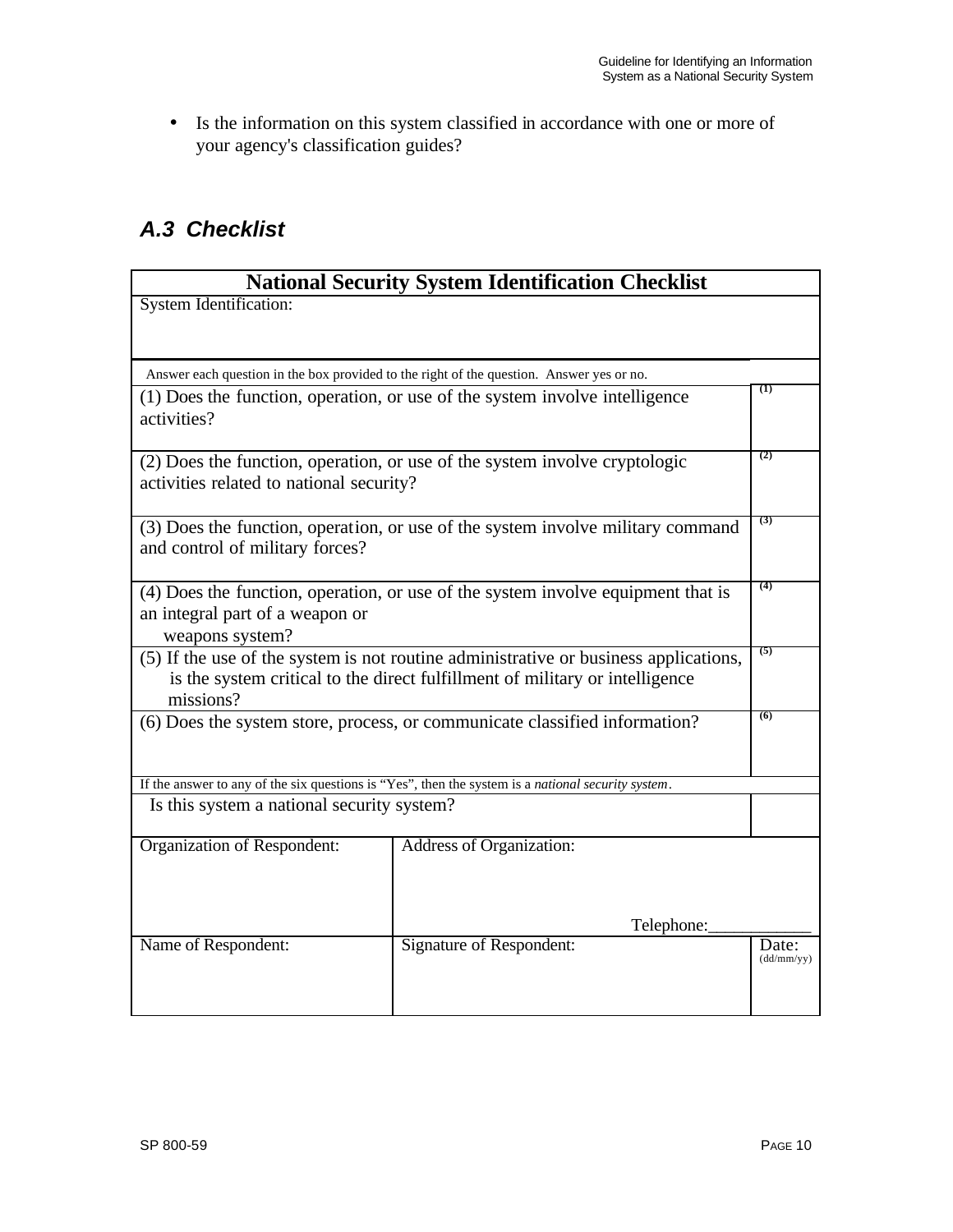- Is the information on this system classified in accordance with one or more of your agency's classification guides?

### *A.3 Checklist*

| **National Security System Identification Checklist** | | |
|---|---|---|
| System Identification: | | |
| Answer each question in the box provided to the right of the question. Answer yes or no. | | |
| (1) Does the function, operation, or use of the system involve intelligence activities? | | (1) |
| (2) Does the function, operation, or use of the system involve cryptologic activities related to national security? | | (2) |
| (3) Does the function, operation, or use of the system involve military command and control of military forces? | | (3) |
| (4) Does the function, operation, or use of the system involve equipment that is an integral part of a weapon or weapons system? | | (4) |
| (5) If the use of the system is not routine administrative or business applications, is the system critical to the direct fulfillment of military or intelligence missions? | | (5) |
| (6) Does the system store, process, or communicate classified information? | | (6) |
| If the answer to any of the six questions is "Yes", then the system is a *national security system*. | | |
| Is this system a national security system? | | |
| Organization of Respondent: | Address of Organization: Telephone:____________ | |
| Name of Respondent: | Signature of Respondent: | Date: (dd/mm/yy) |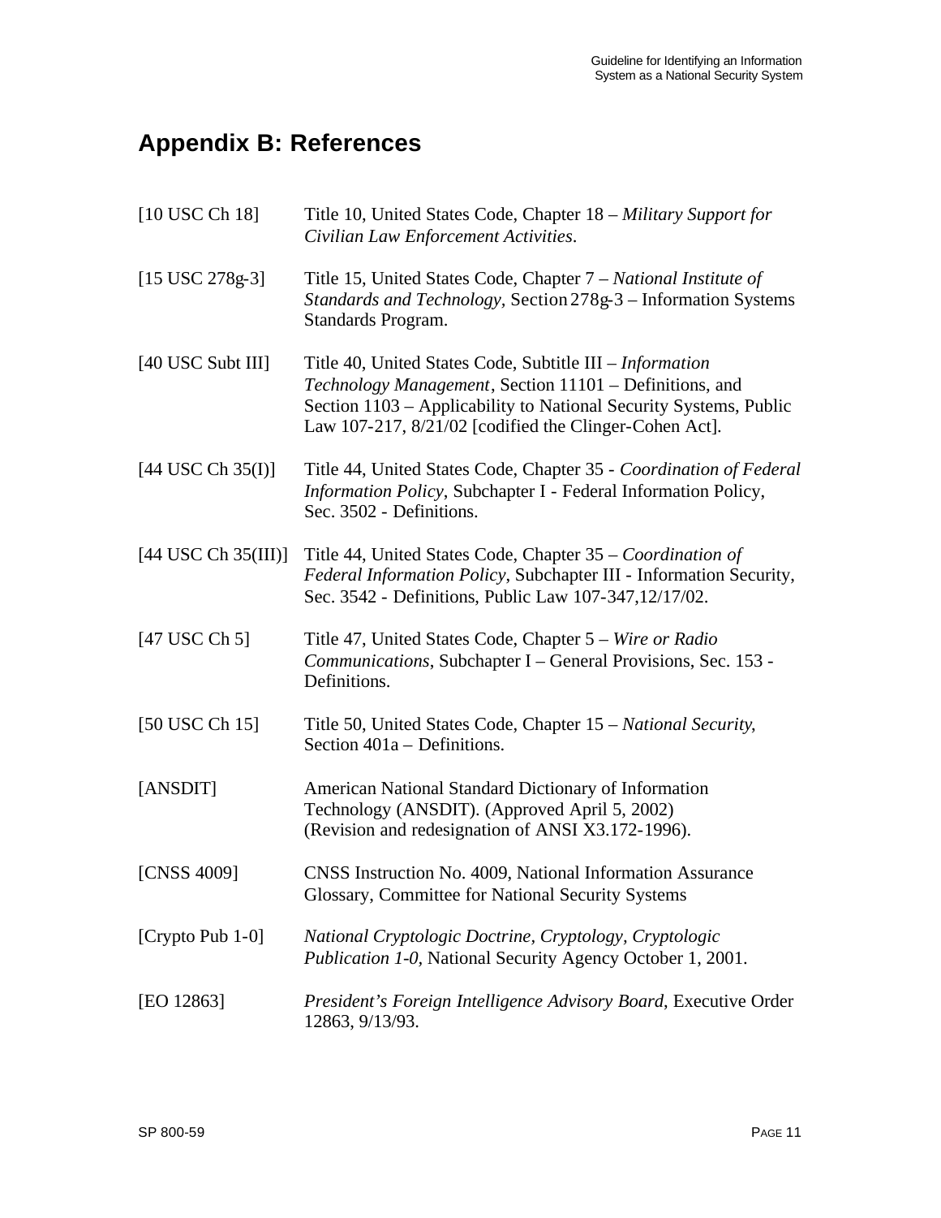# Appendix B: References

[10 USC Ch 18] Title 10, United States Code, Chapter 18 – *Military Support for Civilian Law Enforcement Activities*.

[15 USC 278g-3] Title 15, United States Code, Chapter 7 – *National Institute of Standards and Technology*, Section 278g-3 – Information Systems Standards Program.

[40 USC Subt III] Title 40, United States Code, Subtitle III – *Information Technology Management*, Section 11101 – Definitions, and Section 1103 – Applicability to National Security Systems, Public Law 107-217, 8/21/02 [codified the Clinger-Cohen Act].

[44 USC Ch 35(I)] Title 44, United States Code, Chapter 35 - *Coordination of Federal Information Policy*, Subchapter I - Federal Information Policy, Sec. 3502 - Definitions.

[44 USC Ch 35(III)] Title 44, United States Code, Chapter 35 – *Coordination of Federal Information Policy*, Subchapter III - Information Security, Sec. 3542 - Definitions, Public Law 107-347,12/17/02.

[47 USC Ch 5] Title 47, United States Code, Chapter 5 – *Wire or Radio Communications*, Subchapter I – General Provisions, Sec. 153 - Definitions.

[50 USC Ch 15] Title 50, United States Code, Chapter 15 – *National Security*, Section 401a – Definitions.

[ANSDIT] American National Standard Dictionary of Information Technology (ANSDIT). (Approved April 5, 2002) (Revision and redesignation of ANSI X3.172-1996).

[CNSS 4009] CNSS Instruction No. 4009, National Information Assurance Glossary, Committee for National Security Systems

[Crypto Pub 1-0] *National Cryptologic Doctrine, Cryptology, Cryptologic Publication 1-0*, National Security Agency October 1, 2001.

[EO 12863] *President's Foreign Intelligence Advisory Board*, Executive Order 12863, 9/13/93.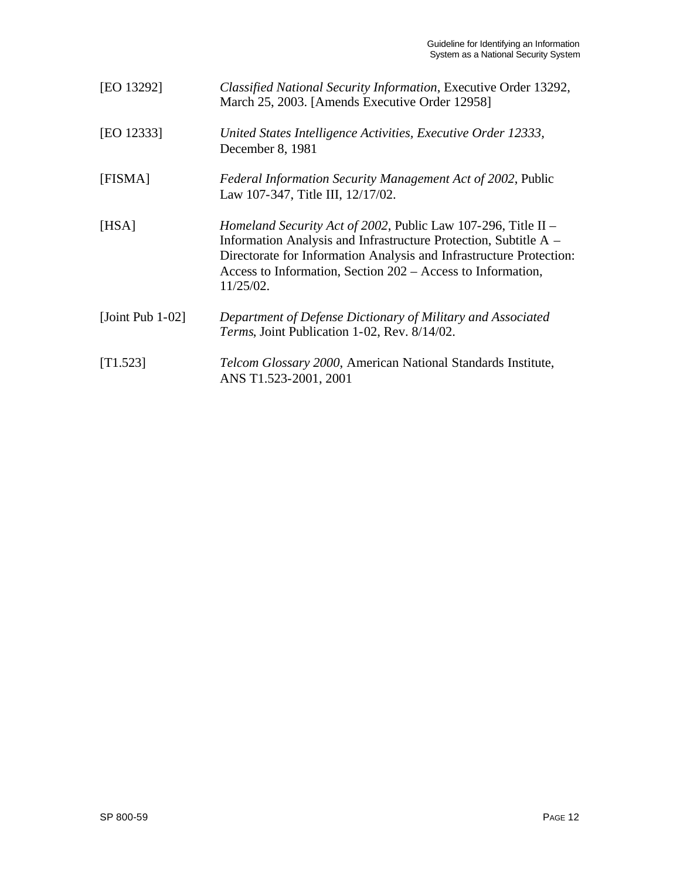[EO 13292] *Classified National Security Information*, Executive Order 13292, March 25, 2003. [Amends Executive Order 12958]

[EO 12333] *United States Intelligence Activities, Executive Order 12333*, December 8, 1981

[FISMA] *Federal Information Security Management Act of 2002*, Public Law 107-347, Title III, 12/17/02.

[HSA] *Homeland Security Act of 2002*, Public Law 107-296, Title II – Information Analysis and Infrastructure Protection, Subtitle A – Directorate for Information Analysis and Infrastructure Protection: Access to Information, Section 202 – Access to Information, 11/25/02.

[Joint Pub 1-02] *Department of Defense Dictionary of Military and Associated Terms*, Joint Publication 1-02, Rev. 8/14/02.

[T1.523] *Telcom Glossary 2000*, American National Standards Institute, ANS T1.523-2001, 2001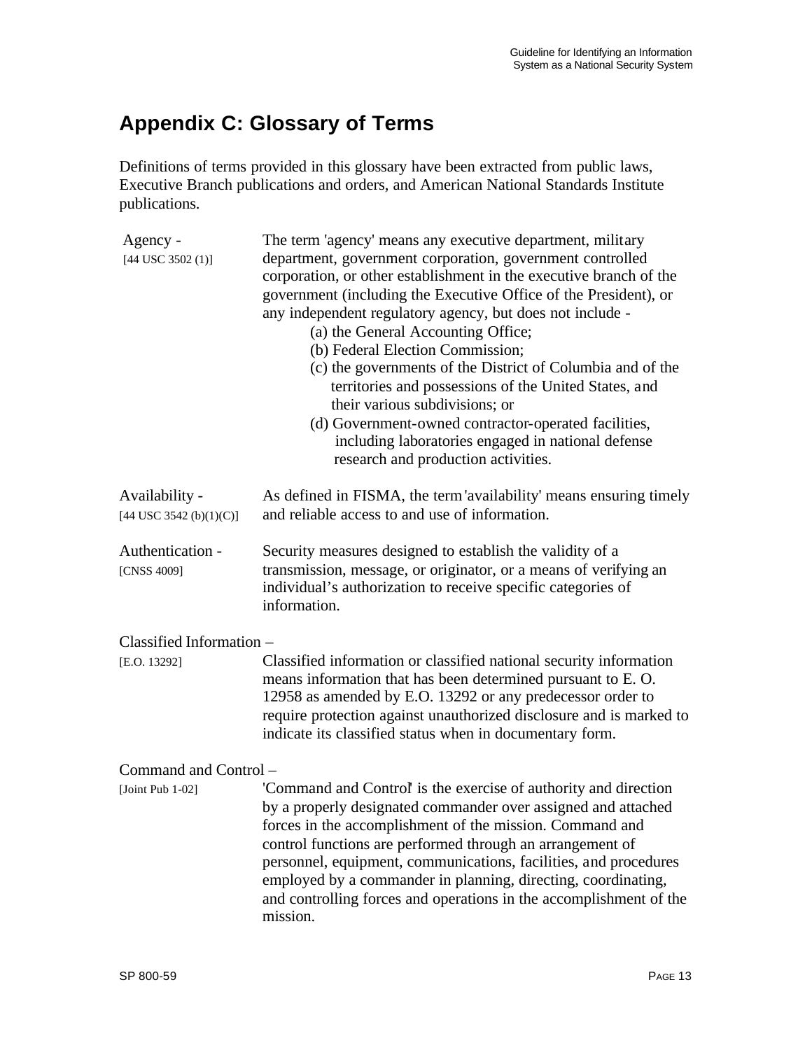## Appendix C: Glossary of Terms

Definitions of terms provided in this glossary have been extracted from public laws, Executive Branch publications and orders, and American National Standards Institute publications.

**Agency -** [44 USC 3502 (1)]

The term 'agency' means any executive department, military department, government corporation, government controlled corporation, or other establishment in the executive branch of the government (including the Executive Office of the President), or any independent regulatory agency, but does not include -

- (a) the General Accounting Office;
- (b) Federal Election Commission;
- (c) the governments of the District of Columbia and of the territories and possessions of the United States, and their various subdivisions; or
- (d) Government-owned contractor-operated facilities, including laboratories engaged in national defense research and production activities.

**Availability -** [44 USC 3542 (b)(1)(C)]

As defined in FISMA, the term 'availability' means ensuring timely and reliable access to and use of information.

**Authentication -** [CNSS 4009]

Security measures designed to establish the validity of a transmission, message, or originator, or a means of verifying an individual's authorization to receive specific categories of information.

**Classified Information –** [E.O. 13292]

Classified information or classified national security information means information that has been determined pursuant to E. O. 12958 as amended by E.O. 13292 or any predecessor order to require protection against unauthorized disclosure and is marked to indicate its classified status when in documentary form.

**Command and Control –** [Joint Pub 1-02]

'Command and Control' is the exercise of authority and direction by a properly designated commander over assigned and attached forces in the accomplishment of the mission. Command and control functions are performed through an arrangement of personnel, equipment, communications, facilities, and procedures employed by a commander in planning, directing, coordinating, and controlling forces and operations in the accomplishment of the mission.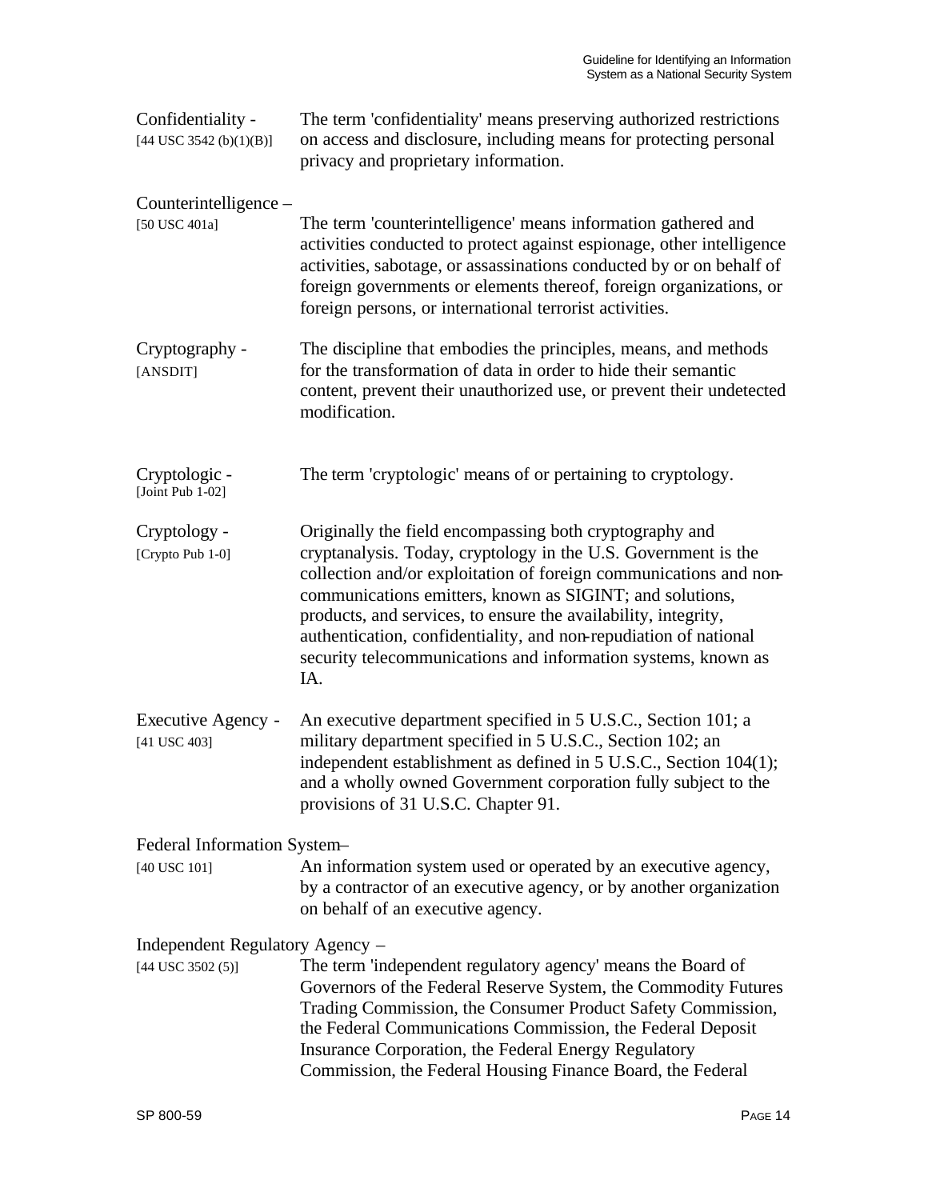**Confidentiality -** [44 USC 3542 (b)(1)(B)]
The term 'confidentiality' means preserving authorized restrictions on access and disclosure, including means for protecting personal privacy and proprietary information.

**Counterintelligence –** [50 USC 401a]
The term 'counterintelligence' means information gathered and activities conducted to protect against espionage, other intelligence activities, sabotage, or assassinations conducted by or on behalf of foreign governments or elements thereof, foreign organizations, or foreign persons, or international terrorist activities.

**Cryptography -** [ANSDIT]
The discipline that embodies the principles, means, and methods for the transformation of data in order to hide their semantic content, prevent their unauthorized use, or prevent their undetected modification.

**Cryptologic -** [Joint Pub 1-02]
The term 'cryptologic' means of or pertaining to cryptology.

**Cryptology -** [Crypto Pub 1-0]
Originally the field encompassing both cryptography and cryptanalysis. Today, cryptology in the U.S. Government is the collection and/or exploitation of foreign communications and non-communications emitters, known as SIGINT; and solutions, products, and services, to ensure the availability, integrity, authentication, confidentiality, and non-repudiation of national security telecommunications and information systems, known as IA.

**Executive Agency -** [41 USC 403]
An executive department specified in 5 U.S.C., Section 101; a military department specified in 5 U.S.C., Section 102; an independent establishment as defined in 5 U.S.C., Section 104(1); and a wholly owned Government corporation fully subject to the provisions of 31 U.S.C. Chapter 91.

**Federal Information System–** [40 USC 101]
An information system used or operated by an executive agency, by a contractor of an executive agency, or by another organization on behalf of an executive agency.

**Independent Regulatory Agency –** [44 USC 3502 (5)]
The term 'independent regulatory agency' means the Board of Governors of the Federal Reserve System, the Commodity Futures Trading Commission, the Consumer Product Safety Commission, the Federal Communications Commission, the Federal Deposit Insurance Corporation, the Federal Energy Regulatory Commission, the Federal Housing Finance Board, the Federal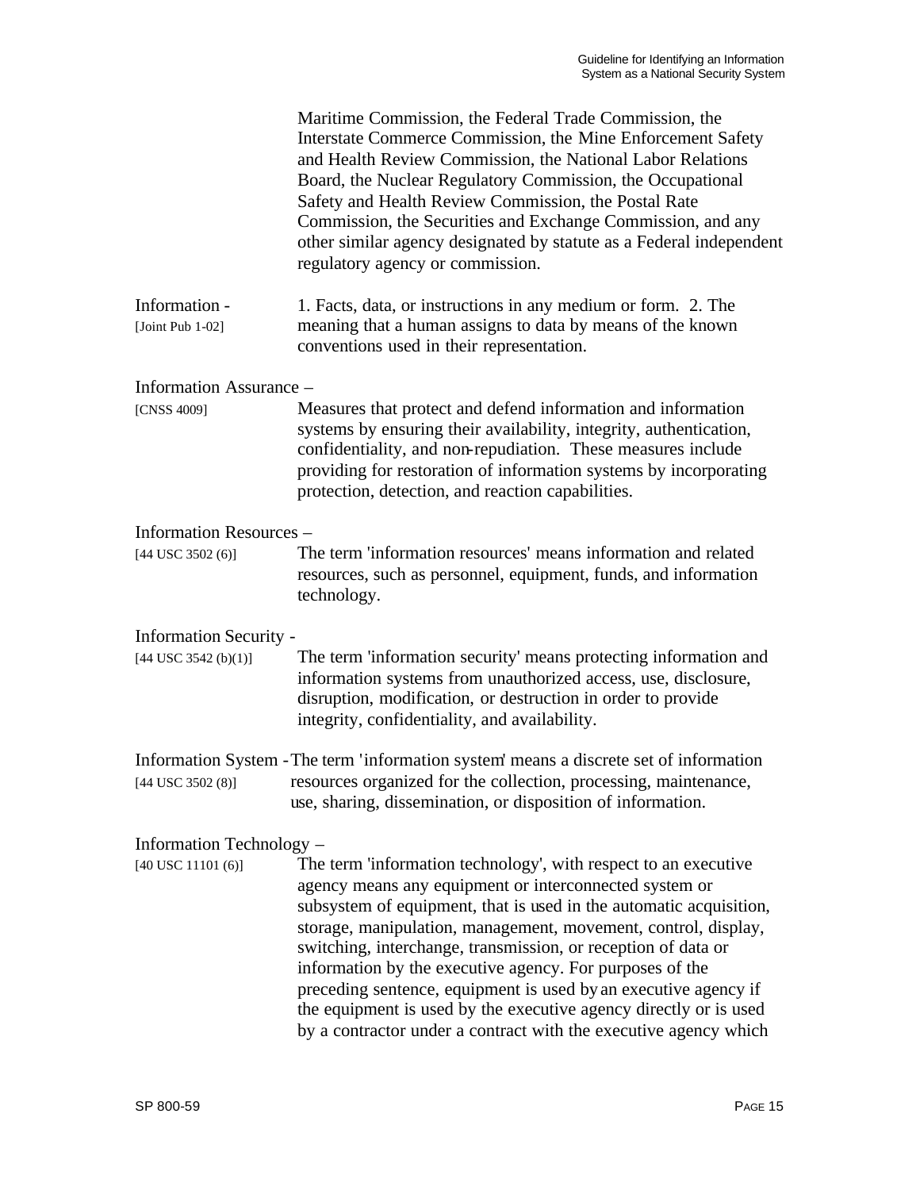Maritime Commission, the Federal Trade Commission, the Interstate Commerce Commission, the Mine Enforcement Safety and Health Review Commission, the National Labor Relations Board, the Nuclear Regulatory Commission, the Occupational Safety and Health Review Commission, the Postal Rate Commission, the Securities and Exchange Commission, and any other similar agency designated by statute as a Federal independent regulatory agency or commission.

Information - [Joint Pub 1-02]
1. Facts, data, or instructions in any medium or form. 2. The meaning that a human assigns to data by means of the known conventions used in their representation.

Information Assurance – [CNSS 4009]
Measures that protect and defend information and information systems by ensuring their availability, integrity, authentication, confidentiality, and non-repudiation. These measures include providing for restoration of information systems by incorporating protection, detection, and reaction capabilities.

Information Resources – [44 USC 3502 (6)]
The term 'information resources' means information and related resources, such as personnel, equipment, funds, and information technology.

Information Security - [44 USC 3542 (b)(1)]
The term 'information security' means protecting information and information systems from unauthorized access, use, disclosure, disruption, modification, or destruction in order to provide integrity, confidentiality, and availability.

Information System - [44 USC 3502 (8)]
The term 'information system' means a discrete set of information resources organized for the collection, processing, maintenance, use, sharing, dissemination, or disposition of information.

Information Technology – [40 USC 11101 (6)]
The term 'information technology', with respect to an executive agency means any equipment or interconnected system or subsystem of equipment, that is used in the automatic acquisition, storage, manipulation, management, movement, control, display, switching, interchange, transmission, or reception of data or information by the executive agency. For purposes of the preceding sentence, equipment is used by an executive agency if the equipment is used by the executive agency directly or is used by a contractor under a contract with the executive agency which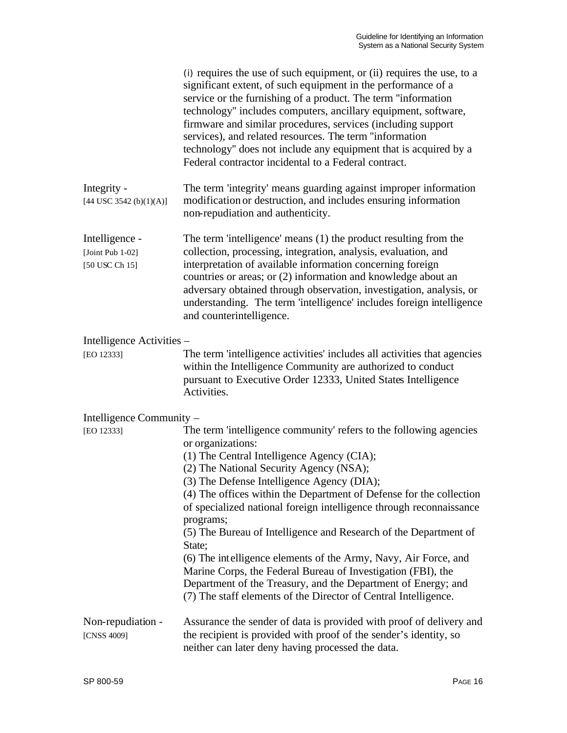(i) requires the use of such equipment, or (ii) requires the use, to a significant extent, of such equipment in the performance of a service or the furnishing of a product. The term "information technology" includes computers, ancillary equipment, software, firmware and similar procedures, services (including support services), and related resources. The term "information technology" does not include any equipment that is acquired by a Federal contractor incidental to a Federal contract.

**Integrity -** [44 USC 3542 (b)(1)(A)]

The term 'integrity' means guarding against improper information modification or destruction, and includes ensuring information non-repudiation and authenticity.

**Intelligence -** [Joint Pub 1-02] [50 USC Ch 15]

The term 'intelligence' means (1) the product resulting from the collection, processing, integration, analysis, evaluation, and interpretation of available information concerning foreign countries or areas; or (2) information and knowledge about an adversary obtained through observation, investigation, analysis, or understanding. The term 'intelligence' includes foreign intelligence and counterintelligence.

**Intelligence Activities –** [EO 12333]

The term 'intelligence activities' includes all activities that agencies within the Intelligence Community are authorized to conduct pursuant to Executive Order 12333, United States Intelligence Activities.

**Intelligence Community –** [EO 12333]

The term 'intelligence community' refers to the following agencies or organizations:
(1) The Central Intelligence Agency (CIA);
(2) The National Security Agency (NSA);
(3) The Defense Intelligence Agency (DIA);
(4) The offices within the Department of Defense for the collection of specialized national foreign intelligence through reconnaissance programs;
(5) The Bureau of Intelligence and Research of the Department of State;
(6) The intelligence elements of the Army, Navy, Air Force, and Marine Corps, the Federal Bureau of Investigation (FBI), the Department of the Treasury, and the Department of Energy; and
(7) The staff elements of the Director of Central Intelligence.

**Non-repudiation -** [CNSS 4009]

Assurance the sender of data is provided with proof of delivery and the recipient is provided with proof of the sender's identity, so neither can later deny having processed the data.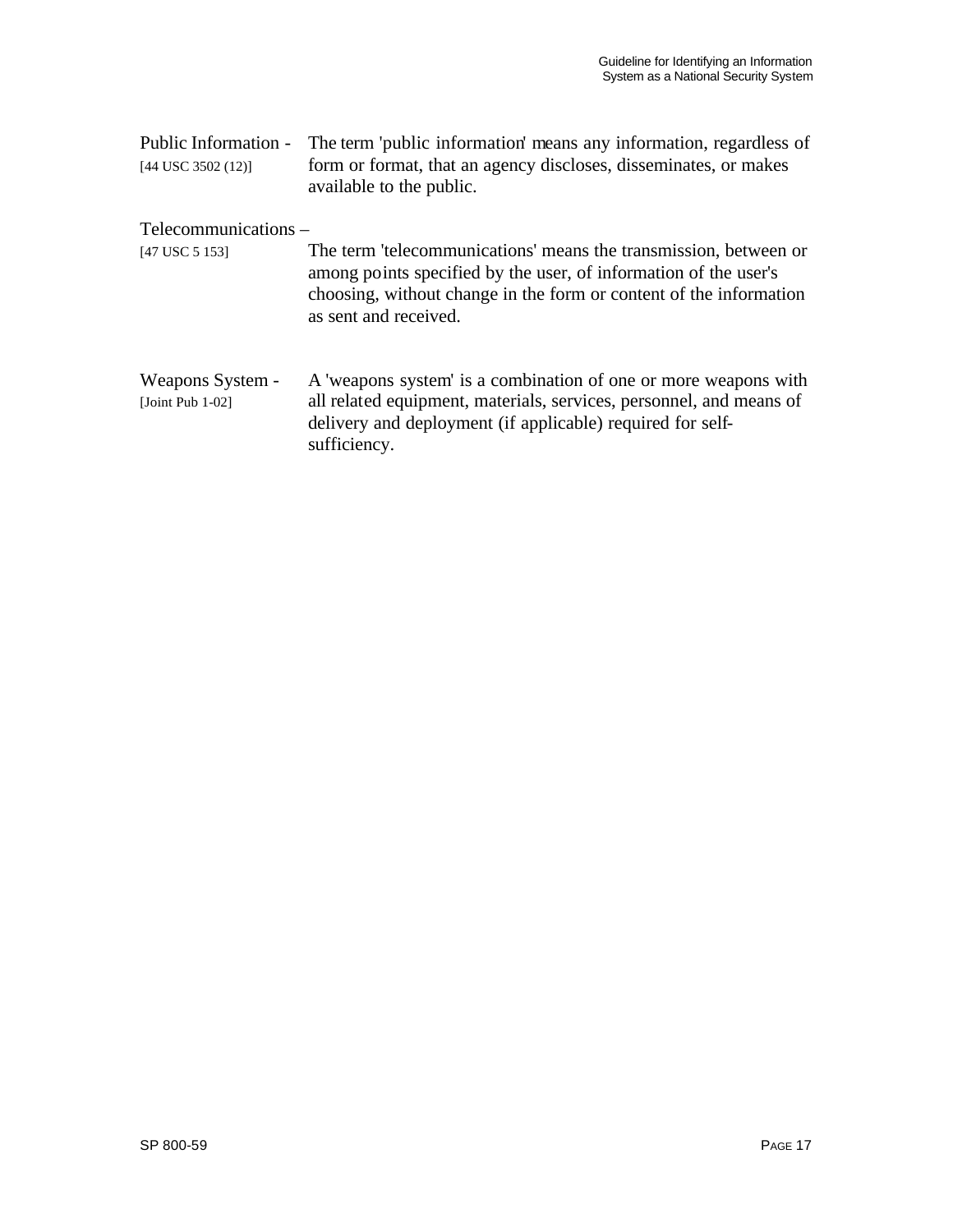Public Information - [44 USC 3502 (12)] The term 'public information' means any information, regardless of form or format, that an agency discloses, disseminates, or makes available to the public.

Telecommunications – [47 USC 5 153] The term 'telecommunications' means the transmission, between or among points specified by the user, of information of the user's choosing, without change in the form or content of the information as sent and received.

Weapons System - [Joint Pub 1-02] A 'weapons system' is a combination of one or more weapons with all related equipment, materials, services, personnel, and means of delivery and deployment (if applicable) required for self-sufficiency.